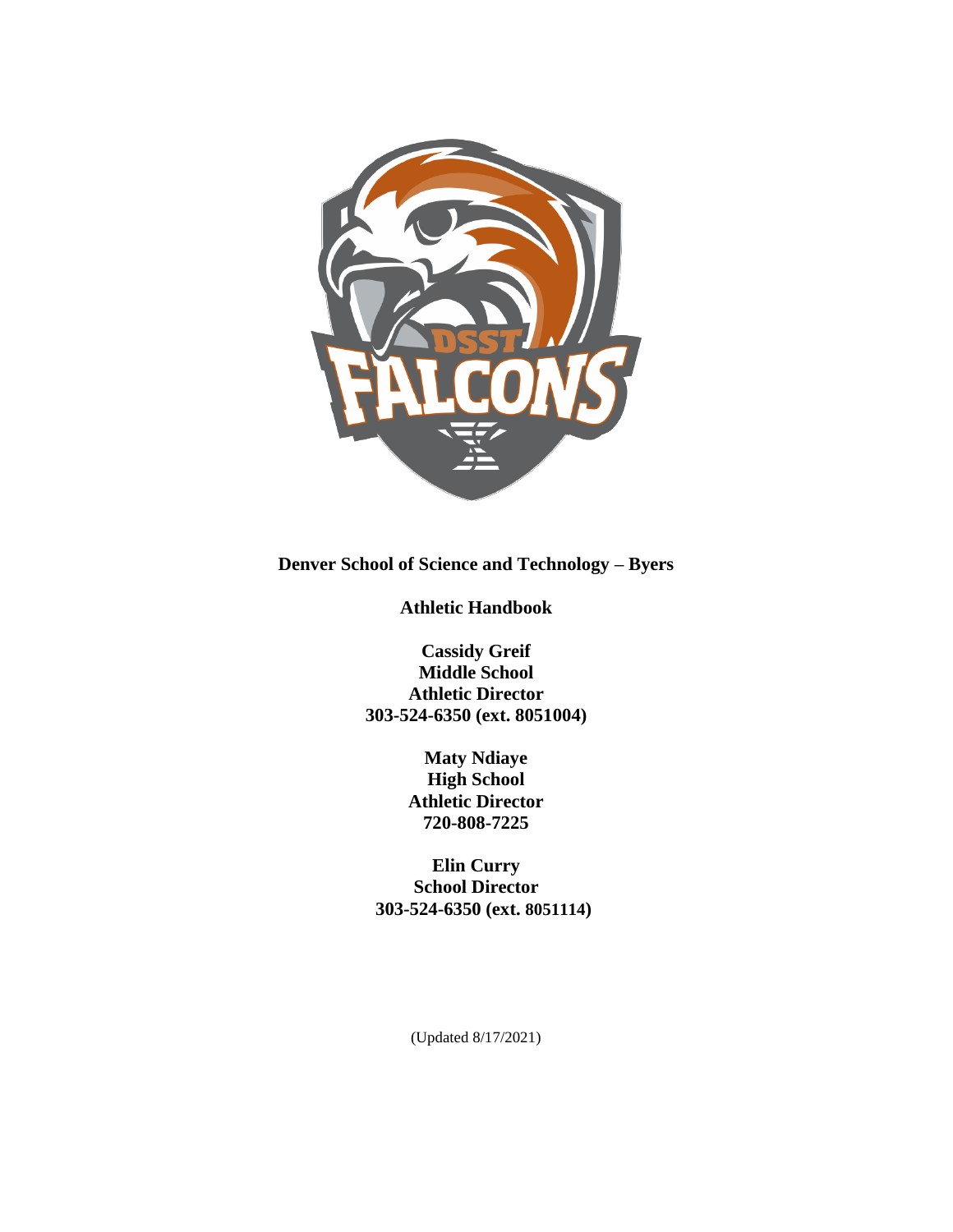**Denver School of Science and Technology – Byers**

**Athletic Handbook**

**Cassidy Greif**
**Middle School**
**Athletic Director**
**303-524-6350 (ext. 8051004)**

**Maty Ndiaye**
**High School**
**Athletic Director**
**720-808-7225**

**Elin Curry**
**School Director**
**303-524-6350 (ext. 8051114)**

(Updated 8/17/2021)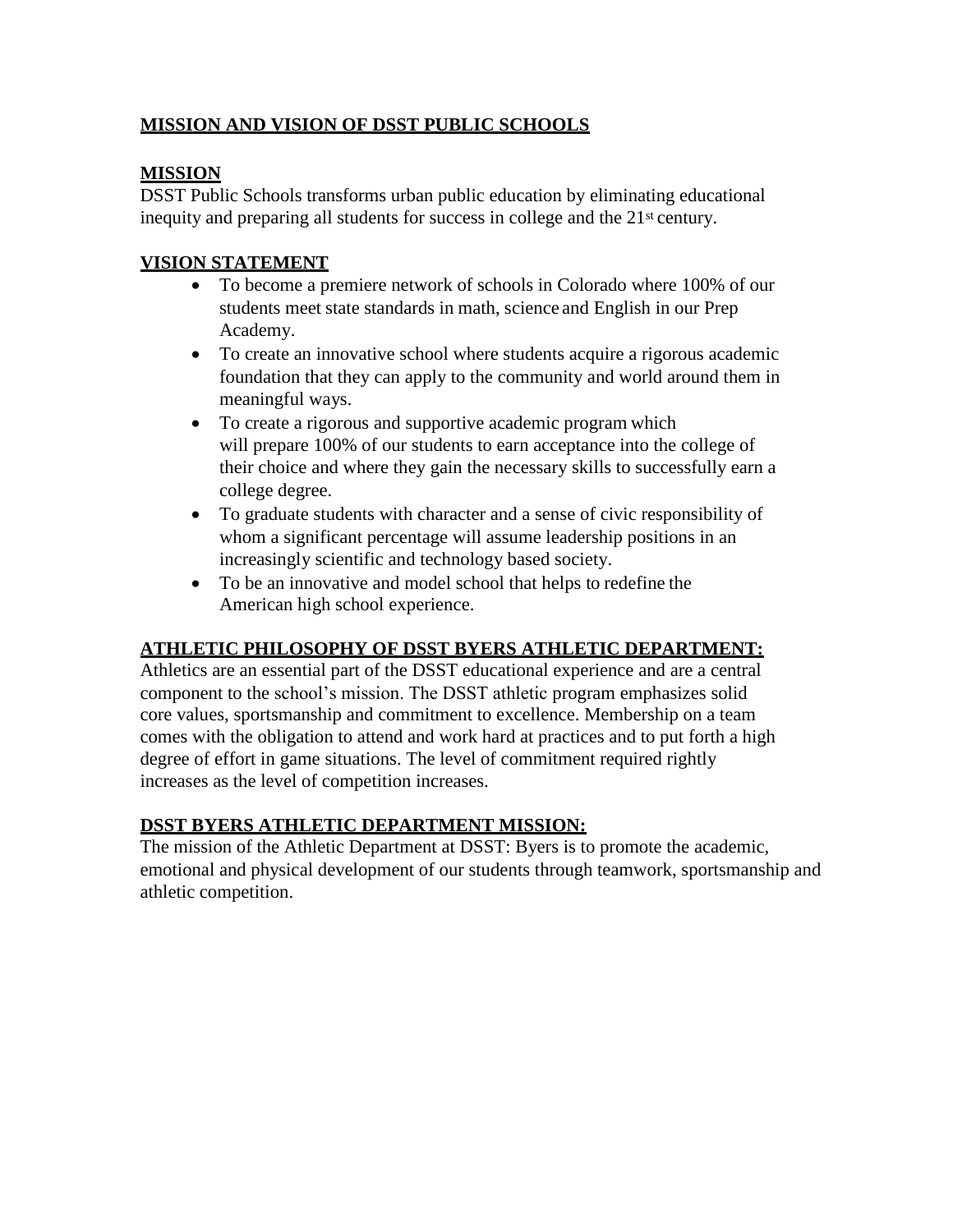## MISSION AND VISION OF DSST PUBLIC SCHOOLS

### MISSION

DSST Public Schools transforms urban public education by eliminating educational inequity and preparing all students for success in college and the 21st century.

### VISION STATEMENT

- To become a premiere network of schools in Colorado where 100% of our students meet state standards in math, science and English in our Prep Academy.
- To create an innovative school where students acquire a rigorous academic foundation that they can apply to the community and world around them in meaningful ways.
- To create a rigorous and supportive academic program which will prepare 100% of our students to earn acceptance into the college of their choice and where they gain the necessary skills to successfully earn a college degree.
- To graduate students with character and a sense of civic responsibility of whom a significant percentage will assume leadership positions in an increasingly scientific and technology based society.
- To be an innovative and model school that helps to redefine the American high school experience.

### ATHLETIC PHILOSOPHY OF DSST BYERS ATHLETIC DEPARTMENT:

Athletics are an essential part of the DSST educational experience and are a central component to the school's mission. The DSST athletic program emphasizes solid core values, sportsmanship and commitment to excellence. Membership on a team comes with the obligation to attend and work hard at practices and to put forth a high degree of effort in game situations. The level of commitment required rightly increases as the level of competition increases.

### DSST BYERS ATHLETIC DEPARTMENT MISSION:

The mission of the Athletic Department at DSST: Byers is to promote the academic, emotional and physical development of our students through teamwork, sportsmanship and athletic competition.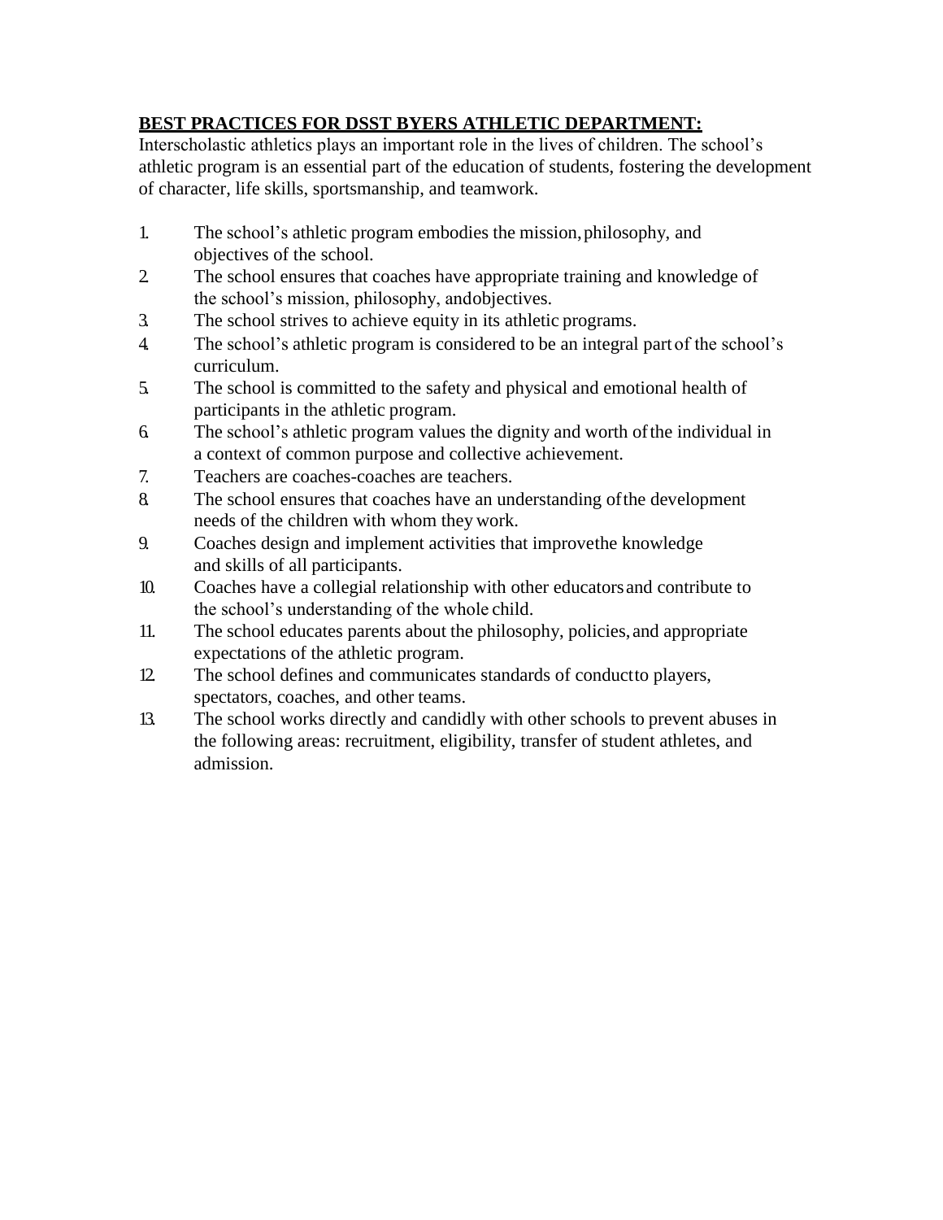**BEST PRACTICES FOR DSST BYERS ATHLETIC DEPARTMENT:**

Interscholastic athletics plays an important role in the lives of children. The school's athletic program is an essential part of the education of students, fostering the development of character, life skills, sportsmanship, and teamwork.

1. The school's athletic program embodies the mission, philosophy, and objectives of the school.
2. The school ensures that coaches have appropriate training and knowledge of the school's mission, philosophy, and objectives.
3. The school strives to achieve equity in its athletic programs.
4. The school's athletic program is considered to be an integral part of the school's curriculum.
5. The school is committed to the safety and physical and emotional health of participants in the athletic program.
6. The school's athletic program values the dignity and worth of the individual in a context of common purpose and collective achievement.
7. Teachers are coaches-coaches are teachers.
8. The school ensures that coaches have an understanding of the development needs of the children with whom they work.
9. Coaches design and implement activities that improve the knowledge and skills of all participants.
10. Coaches have a collegial relationship with other educators and contribute to the school's understanding of the whole child.
11. The school educates parents about the philosophy, policies, and appropriate expectations of the athletic program.
12. The school defines and communicates standards of conduct to players, spectators, coaches, and other teams.
13. The school works directly and candidly with other schools to prevent abuses in the following areas: recruitment, eligibility, transfer of student athletes, and admission.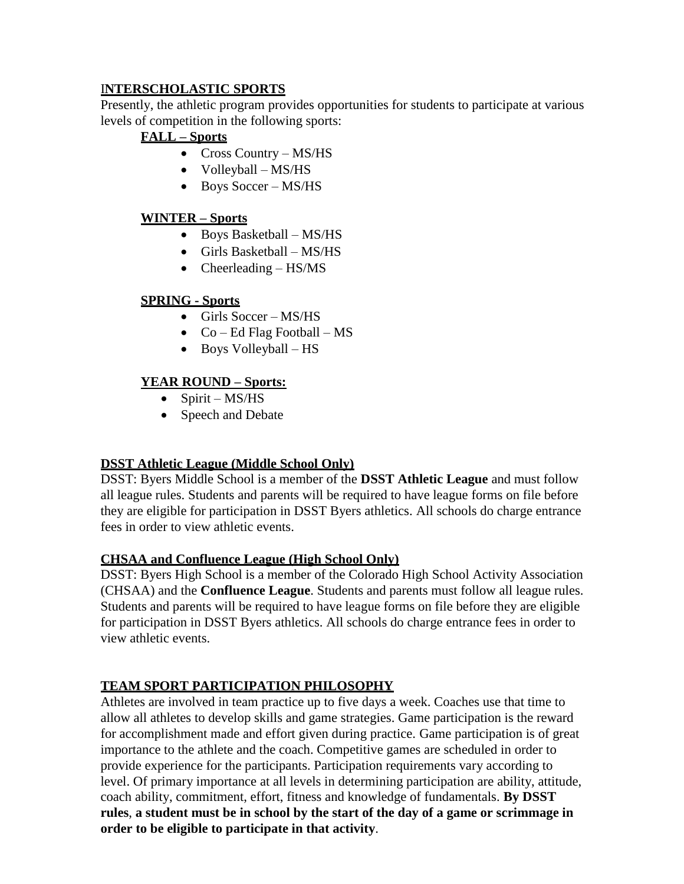## INTERSCHOLASTIC SPORTS

Presently, the athletic program provides opportunities for students to participate at various levels of competition in the following sports:

### FALL – Sports

- Cross Country – MS/HS
- Volleyball – MS/HS
- Boys Soccer – MS/HS

### WINTER – Sports

- Boys Basketball – MS/HS
- Girls Basketball – MS/HS
- Cheerleading – HS/MS

### SPRING - Sports

- Girls Soccer – MS/HS
- Co – Ed Flag Football – MS
- Boys Volleyball – HS

### YEAR ROUND – Sports:

- Spirit – MS/HS
- Speech and Debate

## DSST Athletic League (Middle School Only)

DSST: Byers Middle School is a member of the **DSST Athletic League** and must follow all league rules. Students and parents will be required to have league forms on file before they are eligible for participation in DSST Byers athletics. All schools do charge entrance fees in order to view athletic events.

## CHSAA and Confluence League (High School Only)

DSST: Byers High School is a member of the Colorado High School Activity Association (CHSAA) and the **Confluence League**. Students and parents must follow all league rules. Students and parents will be required to have league forms on file before they are eligible for participation in DSST Byers athletics. All schools do charge entrance fees in order to view athletic events.

## TEAM SPORT PARTICIPATION PHILOSOPHY

Athletes are involved in team practice up to five days a week. Coaches use that time to allow all athletes to develop skills and game strategies. Game participation is the reward for accomplishment made and effort given during practice. Game participation is of great importance to the athlete and the coach. Competitive games are scheduled in order to provide experience for the participants. Participation requirements vary according to level. Of primary importance at all levels in determining participation are ability, attitude, coach ability, commitment, effort, fitness and knowledge of fundamentals. **By DSST rules**, **a student must be in school by the start of the day of a game or scrimmage in order to be eligible to participate in that activity**.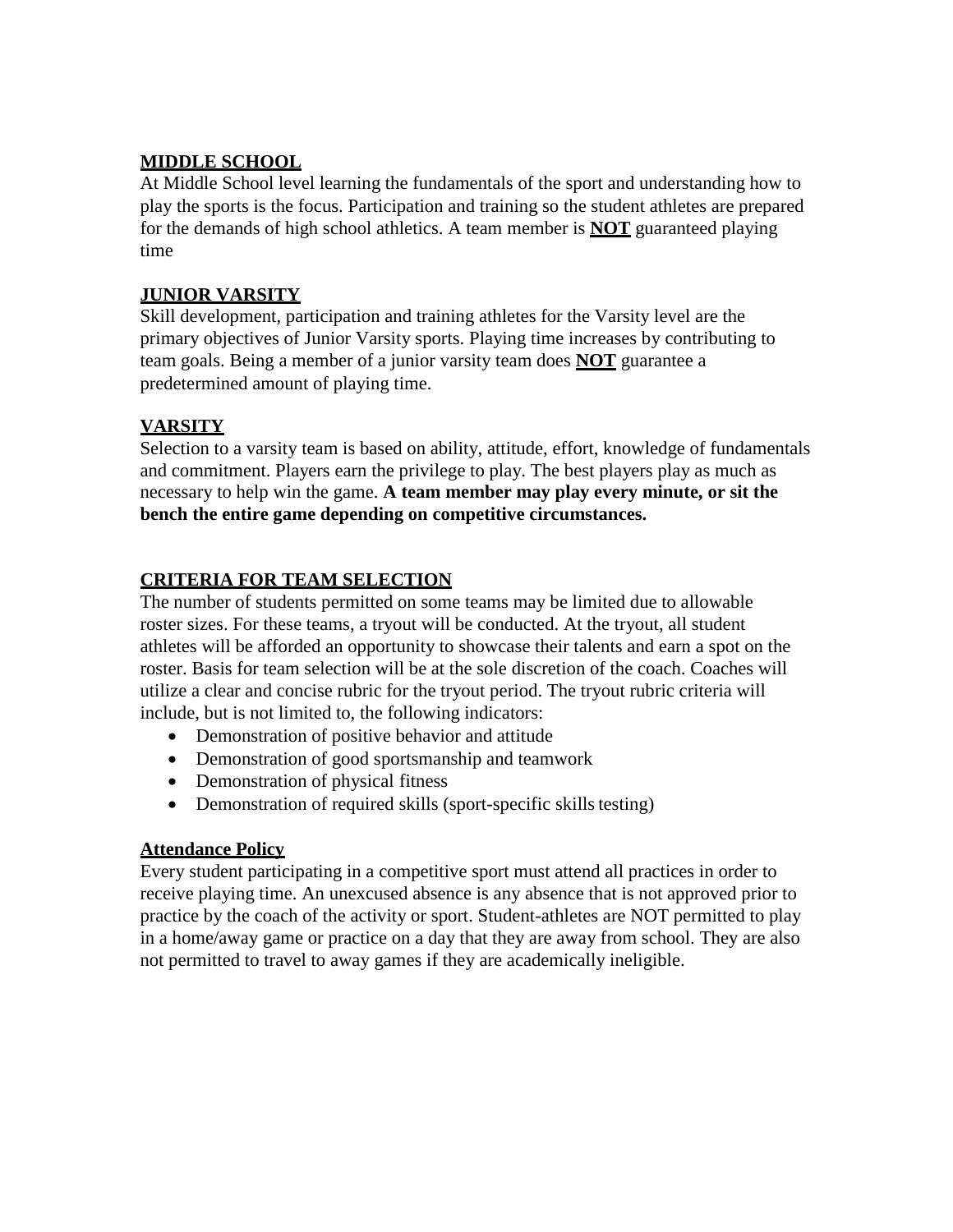## MIDDLE SCHOOL

At Middle School level learning the fundamentals of the sport and understanding how to play the sports is the focus. Participation and training so the student athletes are prepared for the demands of high school athletics. A team member is **NOT** guaranteed playing time

## JUNIOR VARSITY

Skill development, participation and training athletes for the Varsity level are the primary objectives of Junior Varsity sports. Playing time increases by contributing to team goals. Being a member of a junior varsity team does **NOT** guarantee a predetermined amount of playing time.

## VARSITY

Selection to a varsity team is based on ability, attitude, effort, knowledge of fundamentals and commitment. Players earn the privilege to play. The best players play as much as necessary to help win the game. **A team member may play every minute, or sit the bench the entire game depending on competitive circumstances.**

## CRITERIA FOR TEAM SELECTION

The number of students permitted on some teams may be limited due to allowable roster sizes. For these teams, a tryout will be conducted. At the tryout, all student athletes will be afforded an opportunity to showcase their talents and earn a spot on the roster. Basis for team selection will be at the sole discretion of the coach. Coaches will utilize a clear and concise rubric for the tryout period. The tryout rubric criteria will include, but is not limited to, the following indicators:

- Demonstration of positive behavior and attitude
- Demonstration of good sportsmanship and teamwork
- Demonstration of physical fitness
- Demonstration of required skills (sport-specific skills testing)

## Attendance Policy

Every student participating in a competitive sport must attend all practices in order to receive playing time. An unexcused absence is any absence that is not approved prior to practice by the coach of the activity or sport. Student-athletes are NOT permitted to play in a home/away game or practice on a day that they are away from school. They are also not permitted to travel to away games if they are academically ineligible.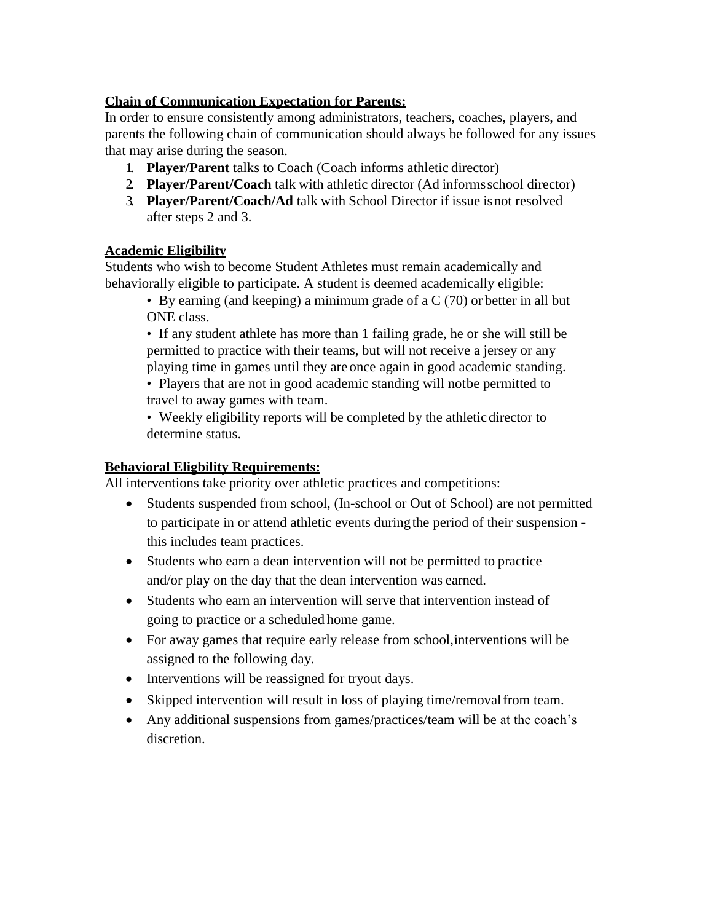**Chain of Communication Expectation for Parents:**

In order to ensure consistently among administrators, teachers, coaches, players, and parents the following chain of communication should always be followed for any issues that may arise during the season.

1. **Player/Parent** talks to Coach (Coach informs athletic director)
2. **Player/Parent/Coach** talk with athletic director (Ad informs school director)
3. **Player/Parent/Coach/Ad** talk with School Director if issue is not resolved after steps 2 and 3.

**Academic Eligibility**

Students who wish to become Student Athletes must remain academically and behaviorally eligible to participate. A student is deemed academically eligible:

- By earning (and keeping) a minimum grade of a C (70) or better in all but ONE class.
- If any student athlete has more than 1 failing grade, he or she will still be permitted to practice with their teams, but will not receive a jersey or any playing time in games until they are once again in good academic standing.
- Players that are not in good academic standing will notbe permitted to travel to away games with team.
- Weekly eligibility reports will be completed by the athletic director to determine status.

**Behavioral Eligbility Requirements:**

All interventions take priority over athletic practices and competitions:

- Students suspended from school, (In-school or Out of School) are not permitted to participate in or attend athletic events during the period of their suspension - this includes team practices.
- Students who earn a dean intervention will not be permitted to practice and/or play on the day that the dean intervention was earned.
- Students who earn an intervention will serve that intervention instead of going to practice or a scheduled home game.
- For away games that require early release from school, interventions will be assigned to the following day.
- Interventions will be reassigned for tryout days.
- Skipped intervention will result in loss of playing time/removal from team.
- Any additional suspensions from games/practices/team will be at the coach's discretion.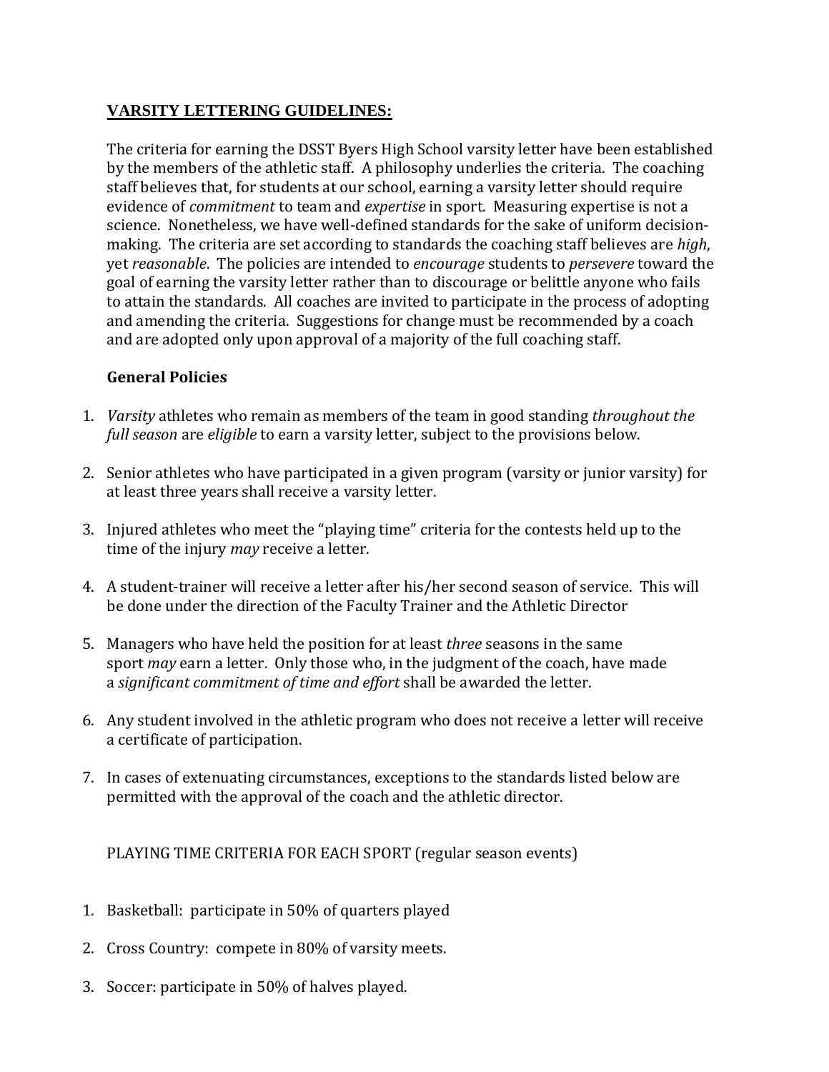## <u>VARSITY LETTERING GUIDELINES:</u>

The criteria for earning the DSST Byers High School varsity letter have been established by the members of the athletic staff. A philosophy underlies the criteria. The coaching staff believes that, for students at our school, earning a varsity letter should require evidence of *commitment* to team and *expertise* in sport. Measuring expertise is not a science. Nonetheless, we have well-defined standards for the sake of uniform decision-making. The criteria are set according to standards the coaching staff believes are *high*, yet *reasonable*. The policies are intended to *encourage* students to *persevere* toward the goal of earning the varsity letter rather than to discourage or belittle anyone who fails to attain the standards. All coaches are invited to participate in the process of adopting and amending the criteria. Suggestions for change must be recommended by a coach and are adopted only upon approval of a majority of the full coaching staff.

### General Policies

1. *Varsity* athletes who remain as members of the team in good standing *throughout the full season* are *eligible* to earn a varsity letter, subject to the provisions below.

2. Senior athletes who have participated in a given program (varsity or junior varsity) for at least three years shall receive a varsity letter.

3. Injured athletes who meet the "playing time" criteria for the contests held up to the time of the injury *may* receive a letter.

4. A student-trainer will receive a letter after his/her second season of service. This will be done under the direction of the Faculty Trainer and the Athletic Director

5. Managers who have held the position for at least *three* seasons in the same sport *may* earn a letter. Only those who, in the judgment of the coach, have made a *significant commitment of time and effort* shall be awarded the letter.

6. Any student involved in the athletic program who does not receive a letter will receive a certificate of participation.

7. In cases of extenuating circumstances, exceptions to the standards listed below are permitted with the approval of the coach and the athletic director.

PLAYING TIME CRITERIA FOR EACH SPORT (regular season events)

1. Basketball: participate in 50% of quarters played

2. Cross Country: compete in 80% of varsity meets.

3. Soccer: participate in 50% of halves played.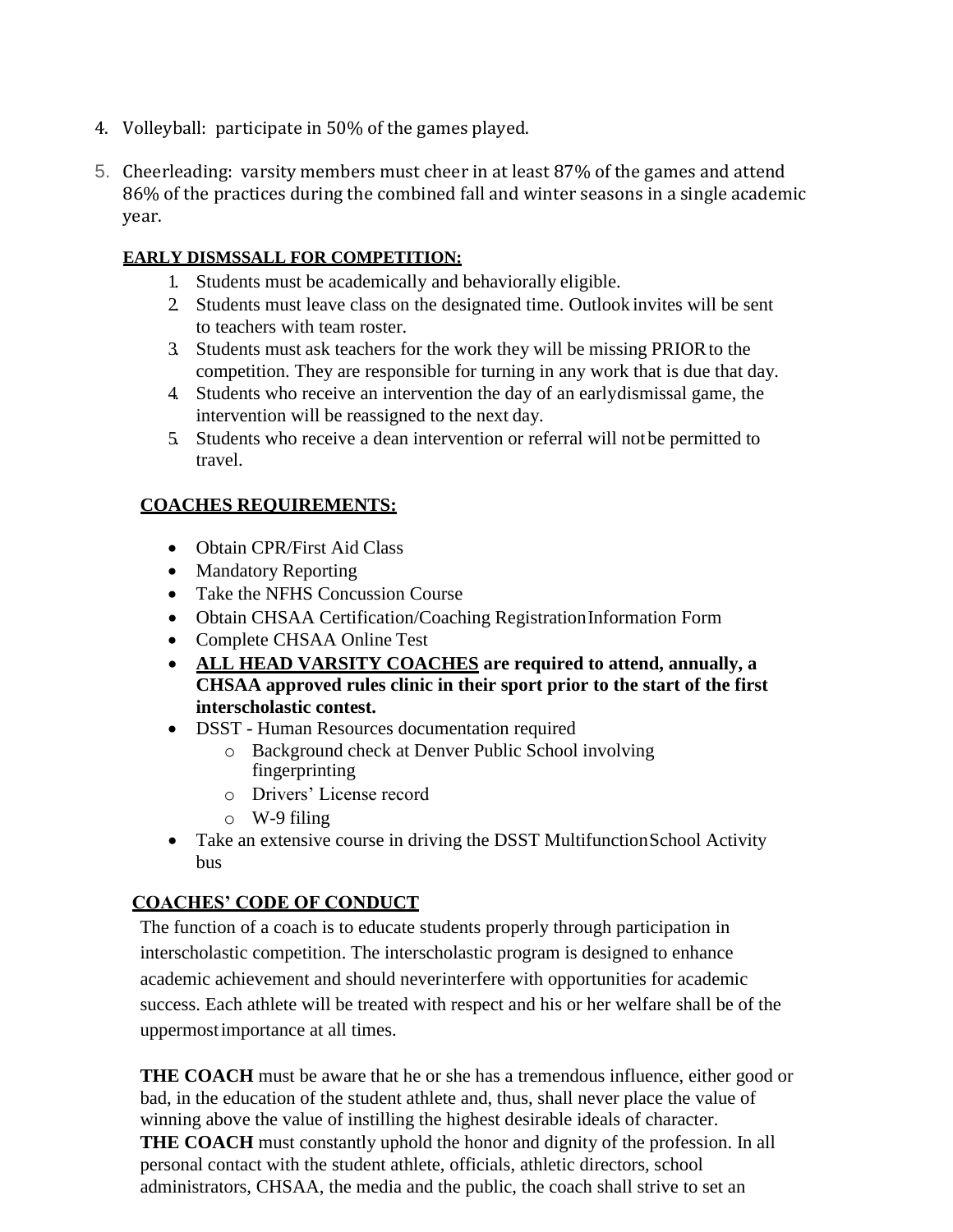4. Volleyball: participate in 50% of the games played.

5. Cheerleading: varsity members must cheer in at least 87% of the games and attend 86% of the practices during the combined fall and winter seasons in a single academic year.

**EARLY DISMSSALL FOR COMPETITION:**

1. Students must be academically and behaviorally eligible.
2. Students must leave class on the designated time. Outlook invites will be sent to teachers with team roster.
3. Students must ask teachers for the work they will be missing PRIOR to the competition. They are responsible for turning in any work that is due that day.
4. Students who receive an intervention the day of an earlydismissal game, the intervention will be reassigned to the next day.
5. Students who receive a dean intervention or referral will not be permitted to travel.

**COACHES REQUIREMENTS:**

- Obtain CPR/First Aid Class
- Mandatory Reporting
- Take the NFHS Concussion Course
- Obtain CHSAA Certification/Coaching Registration Information Form
- Complete CHSAA Online Test
- **ALL HEAD VARSITY COACHES are required to attend, annually, a CHSAA approved rules clinic in their sport prior to the start of the first interscholastic contest.**
- DSST - Human Resources documentation required
  - Background check at Denver Public School involving fingerprinting
  - Drivers' License record
  - W-9 filing
- Take an extensive course in driving the DSST Multifunction School Activity bus

**COACHES' CODE OF CONDUCT**

The function of a coach is to educate students properly through participation in interscholastic competition. The interscholastic program is designed to enhance academic achievement and should neverinterfere with opportunities for academic success. Each athlete will be treated with respect and his or her welfare shall be of the uppermost importance at all times.

**THE COACH** must be aware that he or she has a tremendous influence, either good or bad, in the education of the student athlete and, thus, shall never place the value of winning above the value of instilling the highest desirable ideals of character.
**THE COACH** must constantly uphold the honor and dignity of the profession. In all personal contact with the student athlete, officials, athletic directors, school administrators, CHSAA, the media and the public, the coach shall strive to set an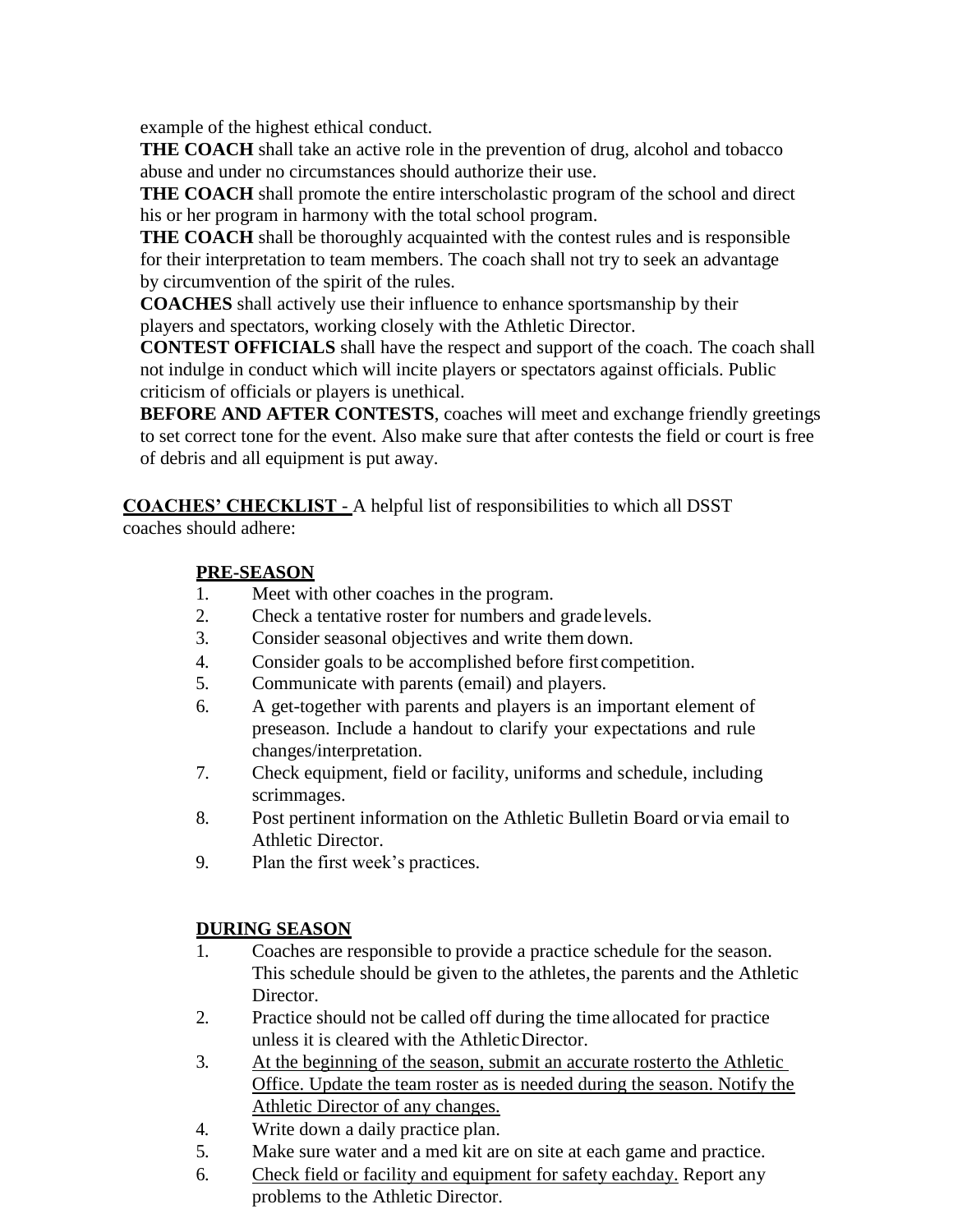example of the highest ethical conduct.

**THE COACH** shall take an active role in the prevention of drug, alcohol and tobacco abuse and under no circumstances should authorize their use.

**THE COACH** shall promote the entire interscholastic program of the school and direct his or her program in harmony with the total school program.

**THE COACH** shall be thoroughly acquainted with the contest rules and is responsible for their interpretation to team members. The coach shall not try to seek an advantage by circumvention of the spirit of the rules.

**COACHES** shall actively use their influence to enhance sportsmanship by their players and spectators, working closely with the Athletic Director.

**CONTEST OFFICIALS** shall have the respect and support of the coach. The coach shall not indulge in conduct which will incite players or spectators against officials. Public criticism of officials or players is unethical.

**BEFORE AND AFTER CONTESTS**, coaches will meet and exchange friendly greetings to set correct tone for the event. Also make sure that after contests the field or court is free of debris and all equipment is put away.

<u>**COACHES' CHECKLIST -**</u> A helpful list of responsibilities to which all DSST coaches should adhere:

<u>**PRE-SEASON**</u>

1. Meet with other coaches in the program.
2. Check a tentative roster for numbers and grade levels.
3. Consider seasonal objectives and write them down.
4. Consider goals to be accomplished before first competition.
5. Communicate with parents (email) and players.
6. A get-together with parents and players is an important element of preseason. Include a handout to clarify your expectations and rule changes/interpretation.
7. Check equipment, field or facility, uniforms and schedule, including scrimmages.
8. Post pertinent information on the Athletic Bulletin Board or via email to Athletic Director.
9. Plan the first week's practices.

<u>**DURING SEASON**</u>

1. Coaches are responsible to provide a practice schedule for the season. This schedule should be given to the athletes, the parents and the Athletic Director.
2. Practice should not be called off during the time allocated for practice unless it is cleared with the Athletic Director.
3. <u>At the beginning of the season, submit an accurate roster to the Athletic Office. Update the team roster as is needed during the season. Notify the Athletic Director of any changes.</u>
4. Write down a daily practice plan.
5. Make sure water and a med kit are on site at each game and practice.
6. <u>Check field or facility and equipment for safety each day.</u> Report any problems to the Athletic Director.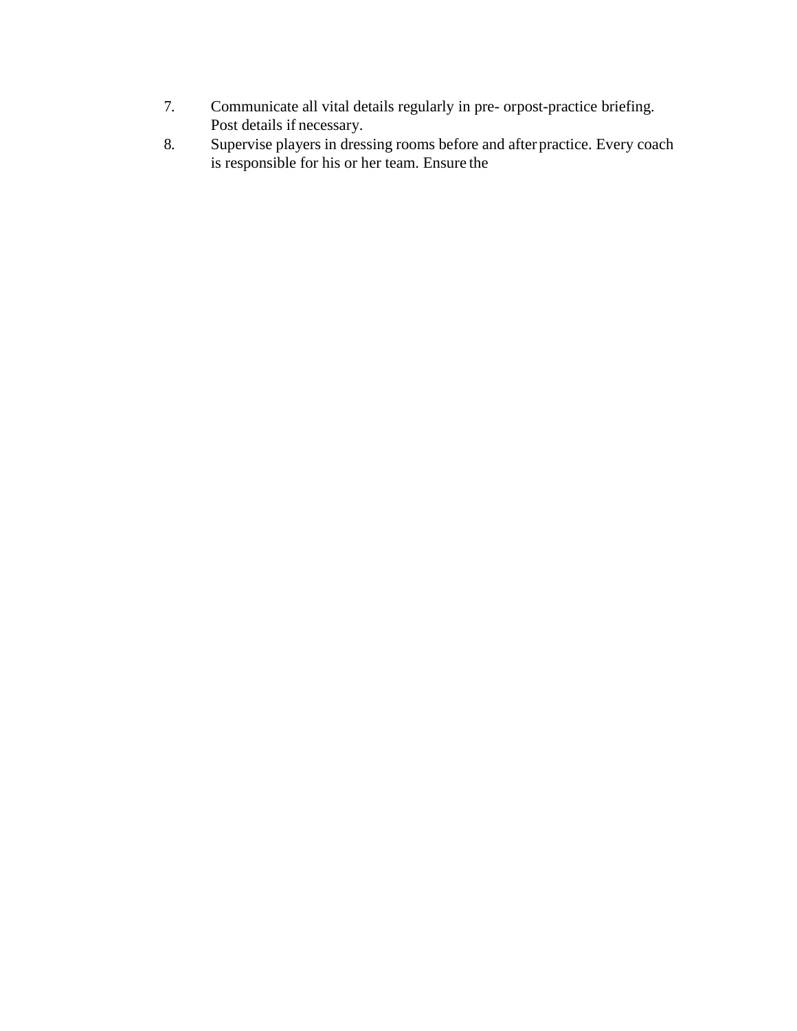7. Communicate all vital details regularly in pre- orpost-practice briefing. Post details if necessary.
8. Supervise players in dressing rooms before and after practice. Every coach is responsible for his or her team. Ensure the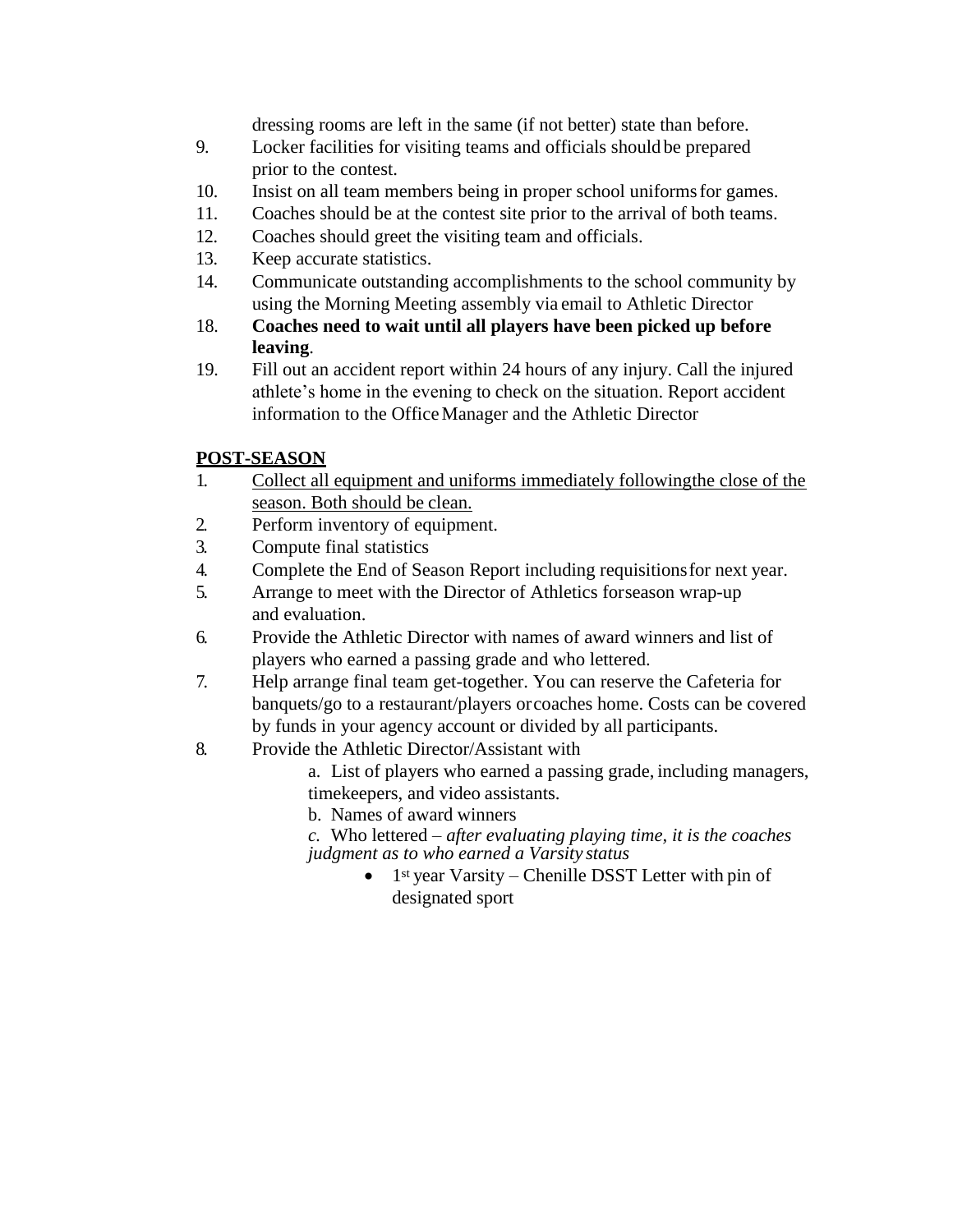dressing rooms are left in the same (if not better) state than before.

9. Locker facilities for visiting teams and officials should be prepared prior to the contest.
10. Insist on all team members being in proper school uniforms for games.
11. Coaches should be at the contest site prior to the arrival of both teams.
12. Coaches should greet the visiting team and officials.
13. Keep accurate statistics.
14. Communicate outstanding accomplishments to the school community by using the Morning Meeting assembly via email to Athletic Director
18. **Coaches need to wait until all players have been picked up before leaving**.
19. Fill out an accident report within 24 hours of any injury. Call the injured athlete's home in the evening to check on the situation. Report accident information to the Office Manager and the Athletic Director

**<u>POST-SEASON</u>**

1. <u>Collect all equipment and uniforms immediately following the close of the season. Both should be clean.</u>
2. Perform inventory of equipment.
3. Compute final statistics
4. Complete the End of Season Report including requisitions for next year.
5. Arrange to meet with the Director of Athletics for season wrap-up and evaluation.
6. Provide the Athletic Director with names of award winners and list of players who earned a passing grade and who lettered.
7. Help arrange final team get-together. You can reserve the Cafeteria for banquets/go to a restaurant/players or coaches home. Costs can be covered by funds in your agency account or divided by all participants.
8. Provide the Athletic Director/Assistant with
   a. List of players who earned a passing grade, including managers, timekeepers, and video assistants.
   b. Names of award winners
   *c.* Who lettered – *after evaluating playing time, it is the coaches judgment as to who earned a Varsity status*
   - 1st year Varsity – Chenille DSST Letter with pin of designated sport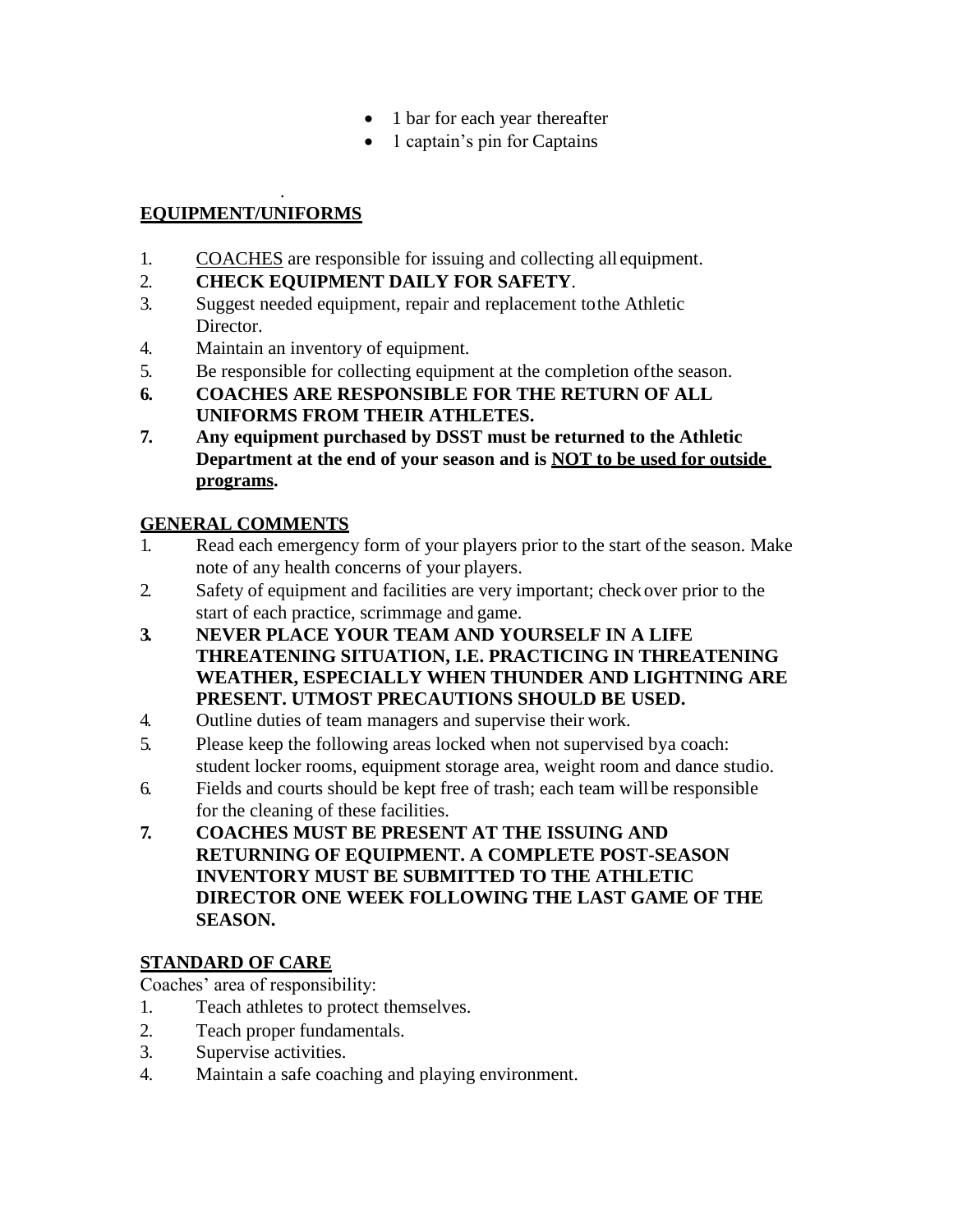- 1 bar for each year thereafter
- 1 captain's pin for Captains

.

**EQUIPMENT/UNIFORMS**

1. COACHES are responsible for issuing and collecting all equipment.
2. **CHECK EQUIPMENT DAILY FOR SAFETY**.
3. Suggest needed equipment, repair and replacement to the Athletic Director.
4. Maintain an inventory of equipment.
5. Be responsible for collecting equipment at the completion of the season.
6. **COACHES ARE RESPONSIBLE FOR THE RETURN OF ALL UNIFORMS FROM THEIR ATHLETES.**
7. **Any equipment purchased by DSST must be returned to the Athletic Department at the end of your season and is NOT to be used for outside programs.**

**GENERAL COMMENTS**

1. Read each emergency form of your players prior to the start of the season. Make note of any health concerns of your players.
2. Safety of equipment and facilities are very important; check over prior to the start of each practice, scrimmage and game.
3. **NEVER PLACE YOUR TEAM AND YOURSELF IN A LIFE THREATENING SITUATION, I.E. PRACTICING IN THREATENING WEATHER, ESPECIALLY WHEN THUNDER AND LIGHTNING ARE PRESENT. UTMOST PRECAUTIONS SHOULD BE USED.**
4. Outline duties of team managers and supervise their work.
5. Please keep the following areas locked when not supervised by a coach: student locker rooms, equipment storage area, weight room and dance studio.
6. Fields and courts should be kept free of trash; each team will be responsible for the cleaning of these facilities.
7. **COACHES MUST BE PRESENT AT THE ISSUING AND RETURNING OF EQUIPMENT. A COMPLETE POST-SEASON INVENTORY MUST BE SUBMITTED TO THE ATHLETIC DIRECTOR ONE WEEK FOLLOWING THE LAST GAME OF THE SEASON.**

**STANDARD OF CARE**

Coaches' area of responsibility:

1. Teach athletes to protect themselves.
2. Teach proper fundamentals.
3. Supervise activities.
4. Maintain a safe coaching and playing environment.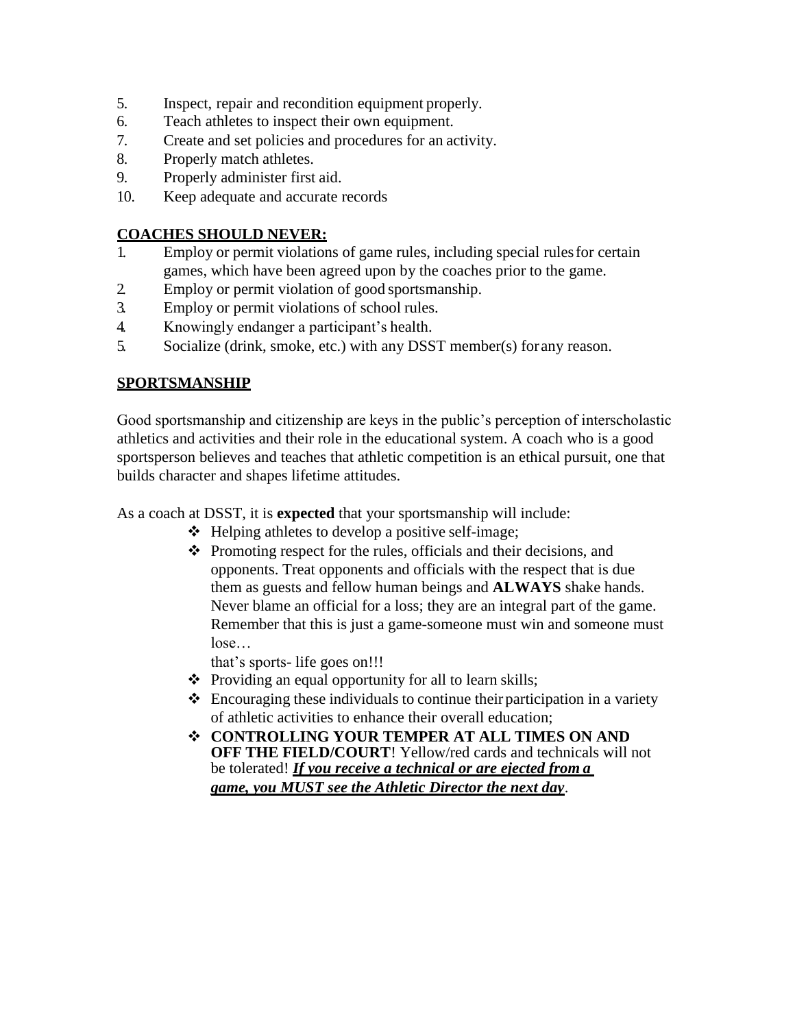5. Inspect, repair and recondition equipment properly.
6. Teach athletes to inspect their own equipment.
7. Create and set policies and procedures for an activity.
8. Properly match athletes.
9. Properly administer first aid.
10. Keep adequate and accurate records

**COACHES SHOULD NEVER:**

1. Employ or permit violations of game rules, including special rules for certain games, which have been agreed upon by the coaches prior to the game.
2. Employ or permit violation of good sportsmanship.
3. Employ or permit violations of school rules.
4. Knowingly endanger a participant's health.
5. Socialize (drink, smoke, etc.) with any DSST member(s) for any reason.

**SPORTSMANSHIP**

Good sportsmanship and citizenship are keys in the public's perception of interscholastic athletics and activities and their role in the educational system. A coach who is a good sportsperson believes and teaches that athletic competition is an ethical pursuit, one that builds character and shapes lifetime attitudes.

As a coach at DSST, it is **expected** that your sportsmanship will include:

- Helping athletes to develop a positive self-image;
- Promoting respect for the rules, officials and their decisions, and opponents. Treat opponents and officials with the respect that is due them as guests and fellow human beings and **ALWAYS** shake hands. Never blame an official for a loss; they are an integral part of the game. Remember that this is just a game-someone must win and someone must lose…
  that's sports- life goes on!!!
- Providing an equal opportunity for all to learn skills;
- Encouraging these individuals to continue their participation in a variety of athletic activities to enhance their overall education;
- **CONTROLLING YOUR TEMPER AT ALL TIMES ON AND OFF THE FIELD/COURT**! Yellow/red cards and technicals will not be tolerated! ***If you receive a technical or are ejected from a game, you MUST see the Athletic Director the next day***.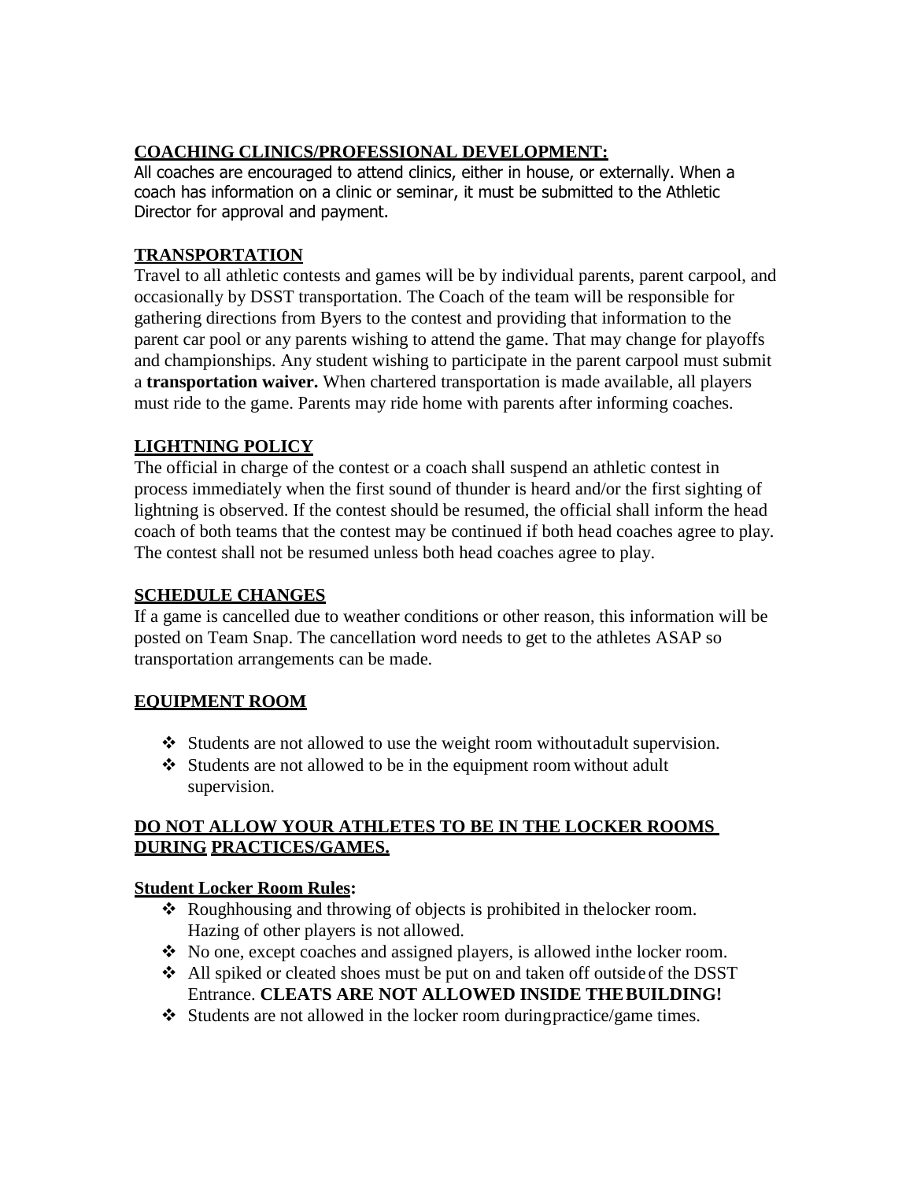## COACHING CLINICS/PROFESSIONAL DEVELOPMENT:

All coaches are encouraged to attend clinics, either in house, or externally. When a coach has information on a clinic or seminar, it must be submitted to the Athletic Director for approval and payment.

## TRANSPORTATION

Travel to all athletic contests and games will be by individual parents, parent carpool, and occasionally by DSST transportation. The Coach of the team will be responsible for gathering directions from Byers to the contest and providing that information to the parent car pool or any parents wishing to attend the game. That may change for playoffs and championships. Any student wishing to participate in the parent carpool must submit a **transportation waiver.** When chartered transportation is made available, all players must ride to the game. Parents may ride home with parents after informing coaches.

## LIGHTNING POLICY

The official in charge of the contest or a coach shall suspend an athletic contest in process immediately when the first sound of thunder is heard and/or the first sighting of lightning is observed. If the contest should be resumed, the official shall inform the head coach of both teams that the contest may be continued if both head coaches agree to play. The contest shall not be resumed unless both head coaches agree to play.

## SCHEDULE CHANGES

If a game is cancelled due to weather conditions or other reason, this information will be posted on Team Snap. The cancellation word needs to get to the athletes ASAP so transportation arrangements can be made.

## EQUIPMENT ROOM

- Students are not allowed to use the weight room without adult supervision.
- Students are not allowed to be in the equipment room without adult supervision.

## DO NOT ALLOW YOUR ATHLETES TO BE IN THE LOCKER ROOMS DURING PRACTICES/GAMES.

### Student Locker Room Rules:

- Roughhousing and throwing of objects is prohibited in the locker room. Hazing of other players is not allowed.
- No one, except coaches and assigned players, is allowed in the locker room.
- All spiked or cleated shoes must be put on and taken off outside of the DSST Entrance. **CLEATS ARE NOT ALLOWED INSIDE THE BUILDING!**
- Students are not allowed in the locker room during practice/game times.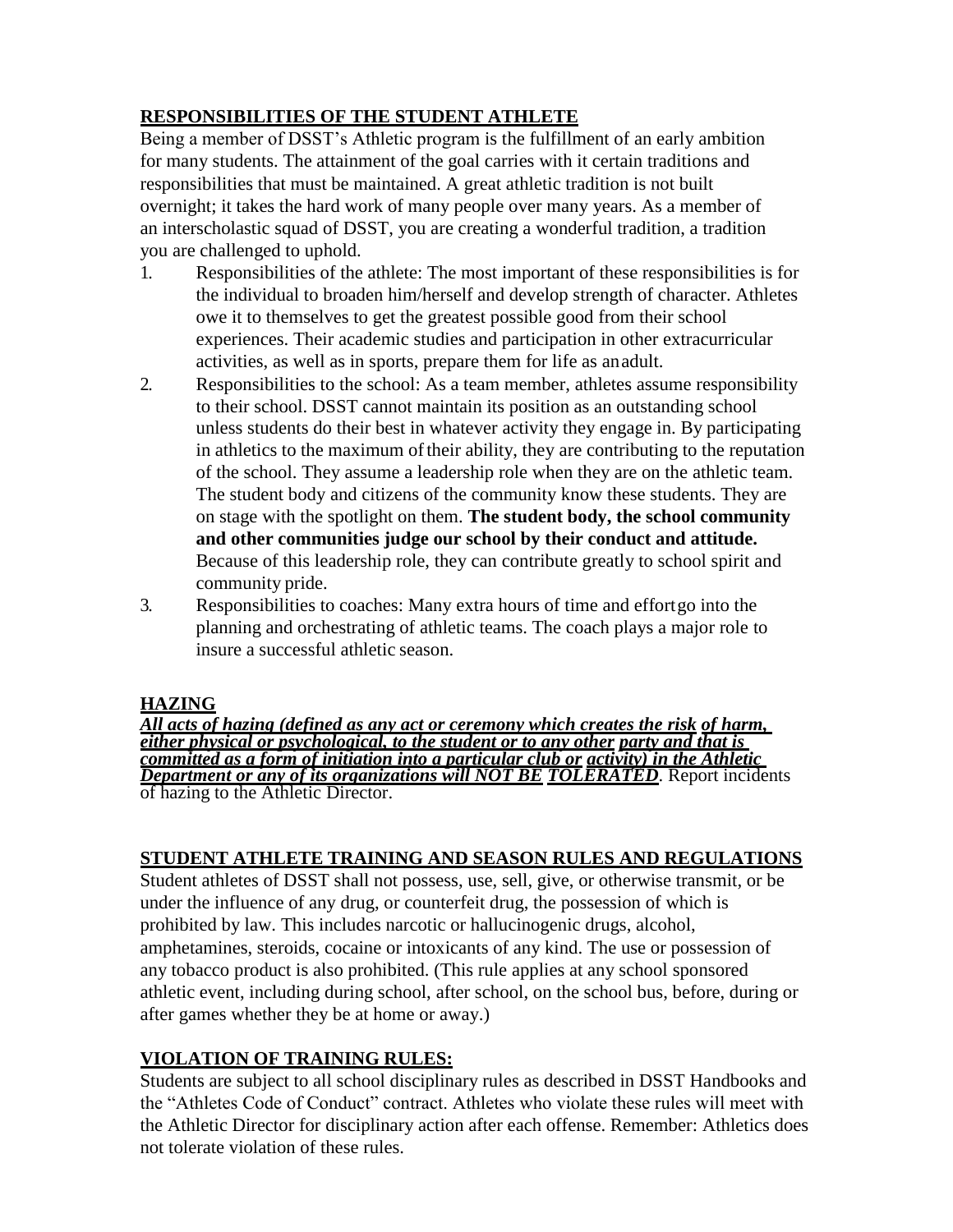## RESPONSIBILITIES OF THE STUDENT ATHLETE

Being a member of DSST's Athletic program is the fulfillment of an early ambition for many students. The attainment of the goal carries with it certain traditions and responsibilities that must be maintained. A great athletic tradition is not built overnight; it takes the hard work of many people over many years. As a member of an interscholastic squad of DSST, you are creating a wonderful tradition, a tradition you are challenged to uphold.

1. Responsibilities of the athlete: The most important of these responsibilities is for the individual to broaden him/herself and develop strength of character. Athletes owe it to themselves to get the greatest possible good from their school experiences. Their academic studies and participation in other extracurricular activities, as well as in sports, prepare them for life as an adult.
2. Responsibilities to the school: As a team member, athletes assume responsibility to their school. DSST cannot maintain its position as an outstanding school unless students do their best in whatever activity they engage in. By participating in athletics to the maximum of their ability, they are contributing to the reputation of the school. They assume a leadership role when they are on the athletic team. The student body and citizens of the community know these students. They are on stage with the spotlight on them. **The student body, the school community and other communities judge our school by their conduct and attitude.** Because of this leadership role, they can contribute greatly to school spirit and community pride.
3. Responsibilities to coaches: Many extra hours of time and effort go into the planning and orchestrating of athletic teams. The coach plays a major role to insure a successful athletic season.

## HAZING

***All acts of hazing (defined as any act or ceremony which creates the risk of harm, either physical or psychological, to the student or to any other party and that is committed as a form of initiation into a particular club or activity) in the Athletic Department or any of its organizations will NOT BE TOLERATED***. Report incidents of hazing to the Athletic Director.

## STUDENT ATHLETE TRAINING AND SEASON RULES AND REGULATIONS

Student athletes of DSST shall not possess, use, sell, give, or otherwise transmit, or be under the influence of any drug, or counterfeit drug, the possession of which is prohibited by law. This includes narcotic or hallucinogenic drugs, alcohol, amphetamines, steroids, cocaine or intoxicants of any kind. The use or possession of any tobacco product is also prohibited. (This rule applies at any school sponsored athletic event, including during school, after school, on the school bus, before, during or after games whether they be at home or away.)

## VIOLATION OF TRAINING RULES:

Students are subject to all school disciplinary rules as described in DSST Handbooks and the "Athletes Code of Conduct" contract. Athletes who violate these rules will meet with the Athletic Director for disciplinary action after each offense. Remember: Athletics does not tolerate violation of these rules.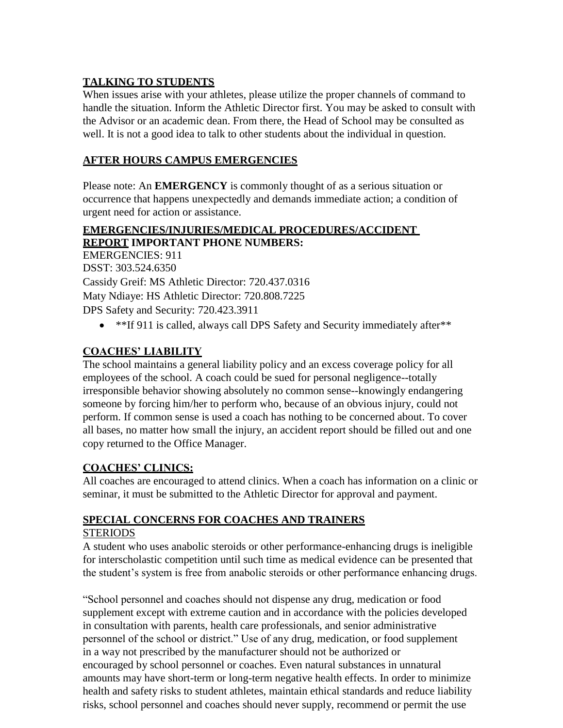## TALKING TO STUDENTS

When issues arise with your athletes, please utilize the proper channels of command to handle the situation. Inform the Athletic Director first. You may be asked to consult with the Advisor or an academic dean. From there, the Head of School may be consulted as well. It is not a good idea to talk to other students about the individual in question.

## AFTER HOURS CAMPUS EMERGENCIES

Please note: An **EMERGENCY** is commonly thought of as a serious situation or occurrence that happens unexpectedly and demands immediate action; a condition of urgent need for action or assistance.

## EMERGENCIES/INJURIES/MEDICAL PROCEDURES/ACCIDENT REPORT IMPORTANT PHONE NUMBERS:

EMERGENCIES: 911
DSST: 303.524.6350
Cassidy Greif: MS Athletic Director: 720.437.0316
Maty Ndiaye: HS Athletic Director: 720.808.7225
DPS Safety and Security: 720.423.3911

- **If 911 is called, always call DPS Safety and Security immediately after**

## COACHES' LIABILITY

The school maintains a general liability policy and an excess coverage policy for all employees of the school. A coach could be sued for personal negligence--totally irresponsible behavior showing absolutely no common sense--knowingly endangering someone by forcing him/her to perform who, because of an obvious injury, could not perform. If common sense is used a coach has nothing to be concerned about. To cover all bases, no matter how small the injury, an accident report should be filled out and one copy returned to the Office Manager.

## COACHES' CLINICS:

All coaches are encouraged to attend clinics. When a coach has information on a clinic or seminar, it must be submitted to the Athletic Director for approval and payment.

## SPECIAL CONCERNS FOR COACHES AND TRAINERS

### STERIODS

A student who uses anabolic steroids or other performance-enhancing drugs is ineligible for interscholastic competition until such time as medical evidence can be presented that the student's system is free from anabolic steroids or other performance enhancing drugs.

"School personnel and coaches should not dispense any drug, medication or food supplement except with extreme caution and in accordance with the policies developed in consultation with parents, health care professionals, and senior administrative personnel of the school or district." Use of any drug, medication, or food supplement in a way not prescribed by the manufacturer should not be authorized or encouraged by school personnel or coaches. Even natural substances in unnatural amounts may have short-term or long-term negative health effects. In order to minimize health and safety risks to student athletes, maintain ethical standards and reduce liability risks, school personnel and coaches should never supply, recommend or permit the use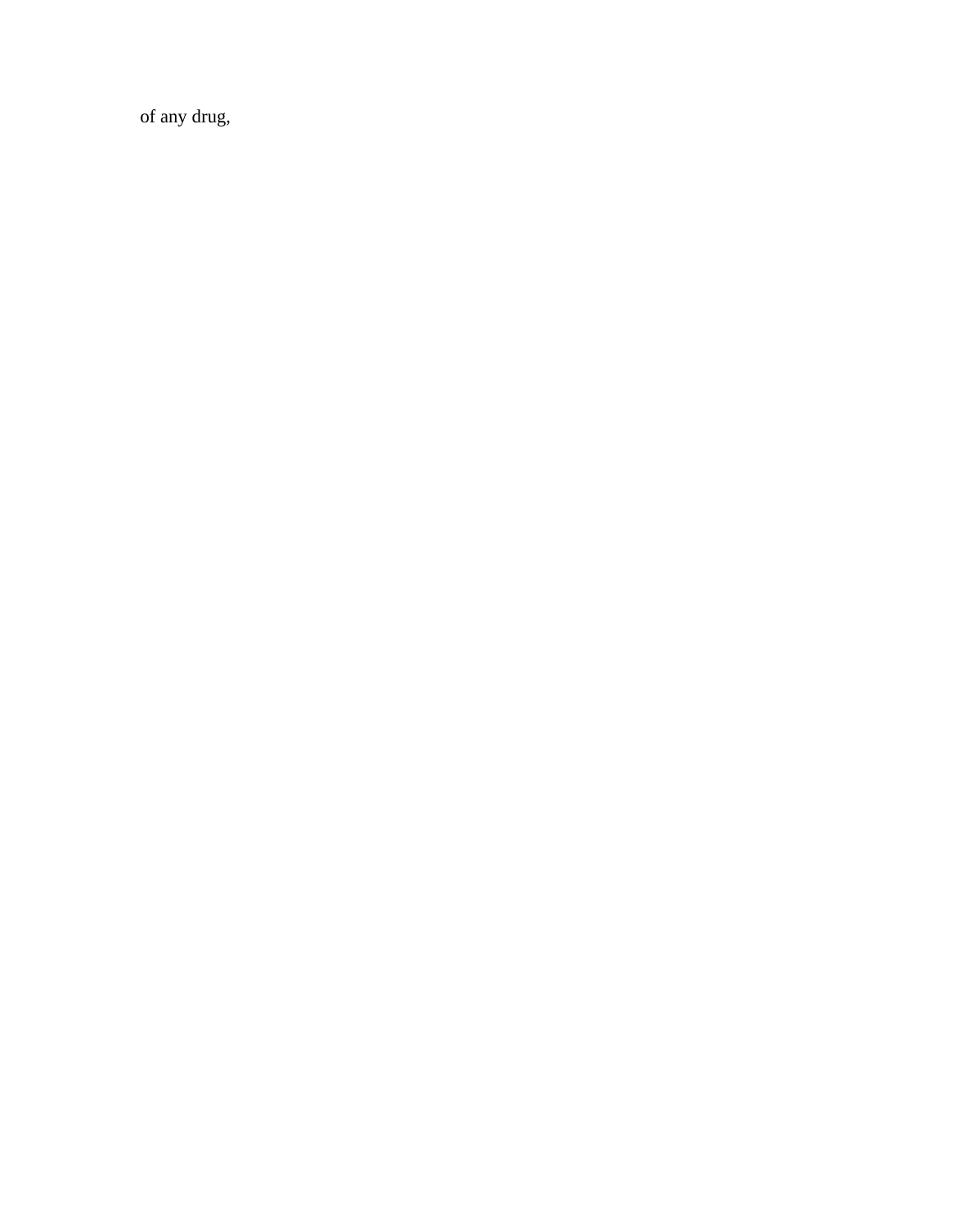of any drug,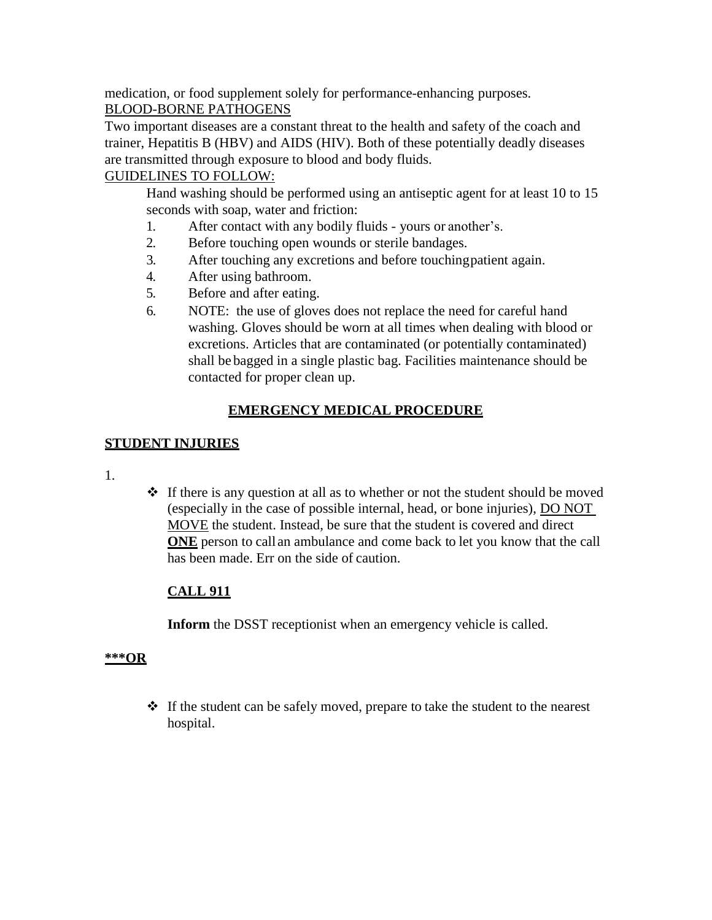medication, or food supplement solely for performance-enhancing purposes.

BLOOD-BORNE PATHOGENS

Two important diseases are a constant threat to the health and safety of the coach and trainer, Hepatitis B (HBV) and AIDS (HIV). Both of these potentially deadly diseases are transmitted through exposure to blood and body fluids.

GUIDELINES TO FOLLOW:

Hand washing should be performed using an antiseptic agent for at least 10 to 15 seconds with soap, water and friction:

1. After contact with any bodily fluids - yours or another's.
2. Before touching open wounds or sterile bandages.
3. After touching any excretions and before touching patient again.
4. After using bathroom.
5. Before and after eating.
6. NOTE: the use of gloves does not replace the need for careful hand washing. Gloves should be worn at all times when dealing with blood or excretions. Articles that are contaminated (or potentially contaminated) shall be bagged in a single plastic bag. Facilities maintenance should be contacted for proper clean up.

## EMERGENCY MEDICAL PROCEDURE

### STUDENT INJURIES

1.

- If there is any question at all as to whether or not the student should be moved (especially in the case of possible internal, head, or bone injuries), DO NOT MOVE the student. Instead, be sure that the student is covered and direct **ONE** person to call an ambulance and come back to let you know that the call has been made. Err on the side of caution.

  **CALL 911**

  **Inform** the DSST receptionist when an emergency vehicle is called.

**\*\*\*OR**

- If the student can be safely moved, prepare to take the student to the nearest hospital.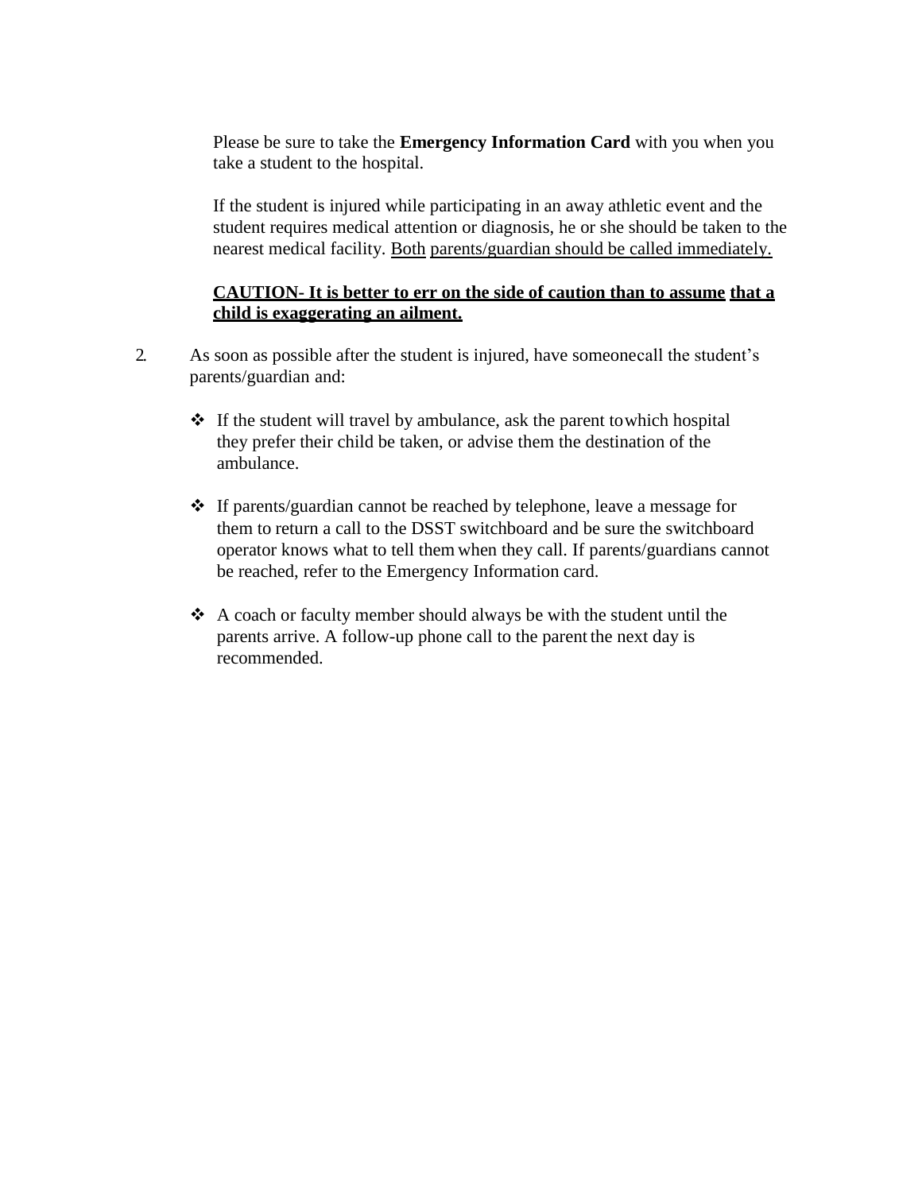Please be sure to take the **Emergency Information Card** with you when you take a student to the hospital.

If the student is injured while participating in an away athletic event and the student requires medical attention or diagnosis, he or she should be taken to the nearest medical facility. <u>Both</u> <u>parents/guardian should be called immediately.</u>

**<u>CAUTION- It is better to err on the side of caution than to assume</u> <u>that a child is exaggerating an ailment.</u>**

2. As soon as possible after the student is injured, have someonecall the student's parents/guardian and:

   - If the student will travel by ambulance, ask the parent towhich hospital they prefer their child be taken, or advise them the destination of the ambulance.

   - If parents/guardian cannot be reached by telephone, leave a message for them to return a call to the DSST switchboard and be sure the switchboard operator knows what to tell them when they call. If parents/guardians cannot be reached, refer to the Emergency Information card.

   - A coach or faculty member should always be with the student until the parents arrive. A follow-up phone call to the parent the next day is recommended.